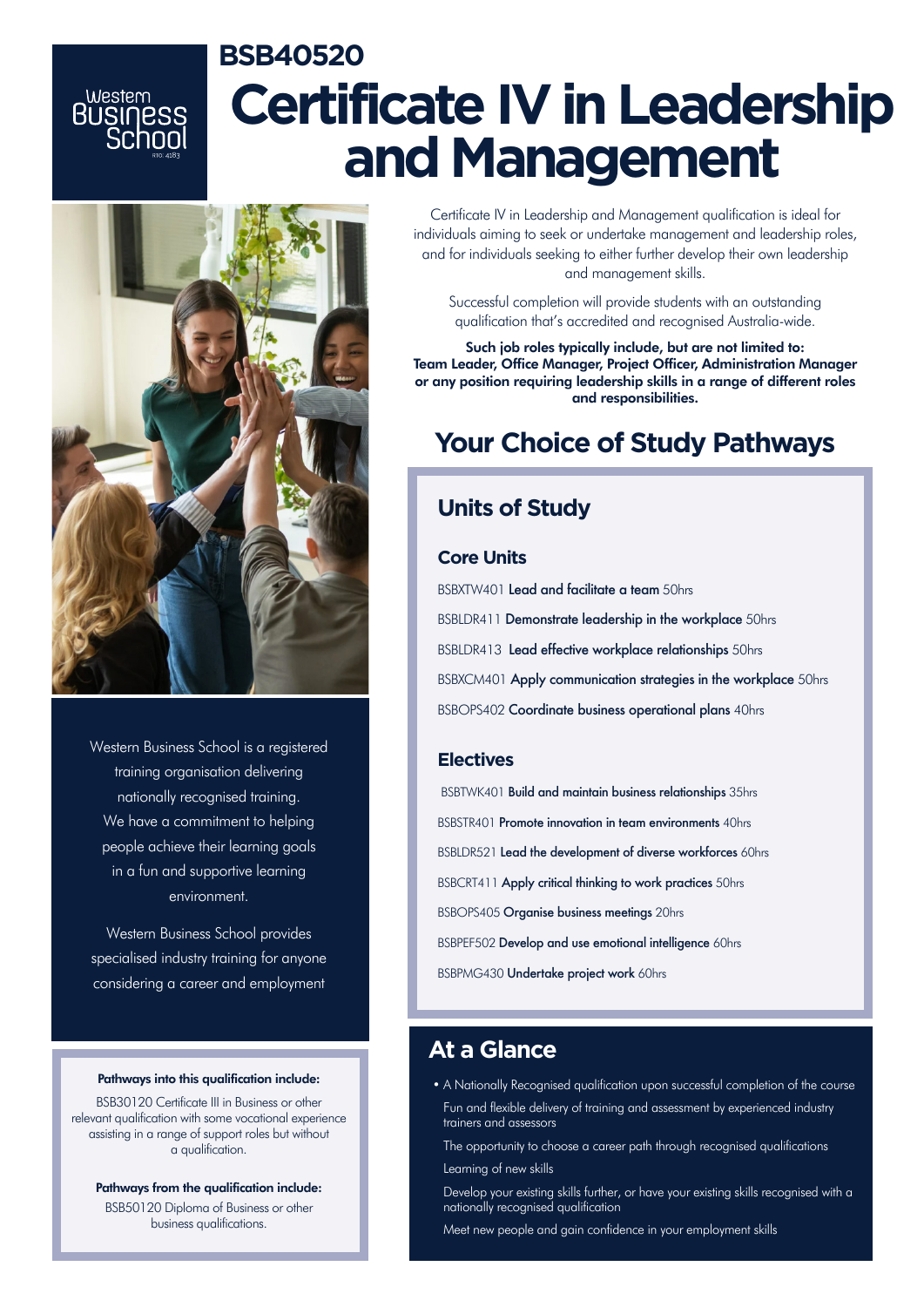Western Business School

RTO: 4183

# BSB40520

# Certificate IV in Leadership and Management

Certificate IV in Leadership and Management qualification is ideal for individuals aiming to seek or undertake management and leadership roles, and for individuals seeking to either further develop their own leadership and management skills.

Successful completion will provide students with an outstanding qualification that's accredited and recognised Australia-wide.

**Such job roles typically include, but are not limited to: Team Leader, Office Manager, Project Officer, Administration Manager or any position requiring leadership skills in a range of different roles and responsibilities.**

Western Business School is a registered training organisation delivering nationally recognised training. We have a commitment to helping people achieve their learning goals in a fun and supportive learning environment.

Western Business School provides specialised industry training for anyone considering a career and employment

**Pathways into this qualification include:**

BSB30120 Certificate III in Business or other relevant qualification with some vocational experience assisting in a range of support roles but without a qualification.

**Pathways from the qualification include:**

BSB50120 Diploma of Business or other business qualifications.

## Your Choice of Study Pathways

### Units of Study

#### Core Units

BSBXTW401 **Lead and facilitate a team** 50hrs

BSBLDR411 **Demonstrate leadership in the workplace** 50hrs

BSBLDR413 **Lead effective workplace relationships** 50hrs

BSBXCM401 **Apply communication strategies in the workplace** 50hrs

BSBOPS402 **Coordinate business operational plans** 40hrs

#### Electives

BSBTWK401 **Build and maintain business relationships** 35hrs

BSBSTR401 **Promote innovation in team environments** 40hrs

BSBLDR521 **Lead the development of diverse workforces** 60hrs

BSBCRT411 **Apply critical thinking to work practices** 50hrs

BSBOPS405 **Organise business meetings** 20hrs

BSBPEF502 **Develop and use emotional intelligence** 60hrs

BSBPMG430 **Undertake project work** 60hrs

## At a Glance

- A Nationally Recognised qualification upon successful completion of the course
- Fun and flexible delivery of training and assessment by experienced industry trainers and assessors
- The opportunity to choose a career path through recognised qualifications
- Learning of new skills
- Develop your existing skills further, or have your existing skills recognised with a nationally recognised qualification
- Meet new people and gain confidence in your employment skills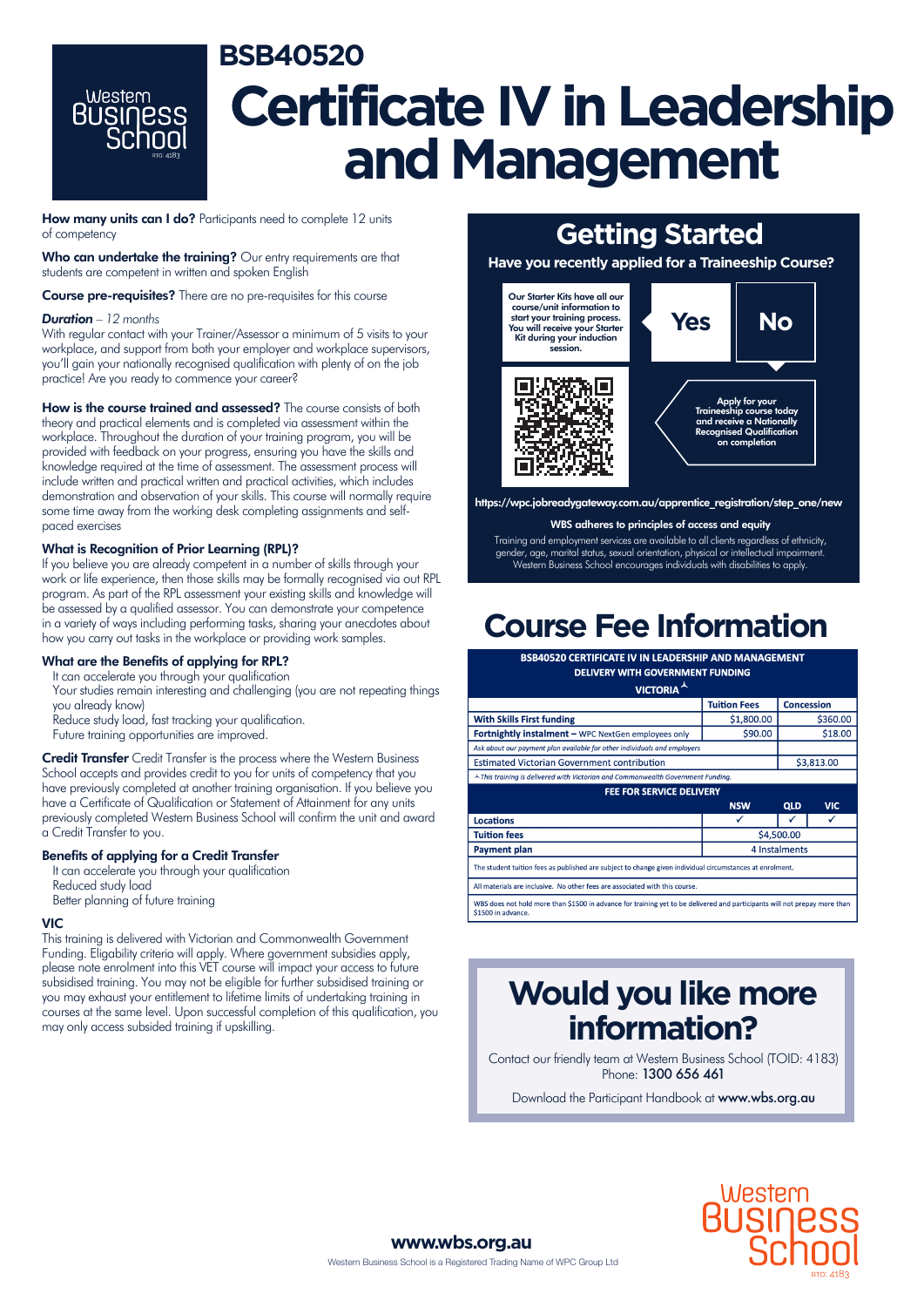# BSB40520

# Certificate IV in Leadership and Management

**How many units can I do?** Participants need to complete 12 units of competency

**Who can undertake the training?** Our entry requirements are that students are competent in written and spoken English

**Course pre-requisites?** There are no pre-requisites for this course

***Duration*** *– 12 months*

With regular contact with your Trainer/Assessor a minimum of 5 visits to your workplace, and support from both your employer and workplace supervisors, you'll gain your nationally recognised qualification with plenty of on the job practice! Are you ready to commence your career?

**How is the course trained and assessed?** The course consists of both theory and practical elements and is completed via assessment within the workplace. Throughout the duration of your training program, you will be provided with feedback on your progress, ensuring you have the skills and knowledge required at the time of assessment. The assessment process will include written and practical written and practical activities, which includes demonstration and observation of your skills. This course will normally require some time away from the working desk completing assignments and self-paced exercises

**What is Recognition of Prior Learning (RPL)?**

If you believe you are already competent in a number of skills through your work or life experience, then those skills may be formally recognised via out RPL program. As part of the RPL assessment your existing skills and knowledge will be assessed by a qualified assessor. You can demonstrate your competence in a variety of ways including performing tasks, sharing your anecdotes about how you carry out tasks in the workplace or providing work samples.

**What are the Benefits of applying for RPL?**

- It can accelerate you through your qualification
- Your studies remain interesting and challenging (you are not repeating things you already know)
- Reduce study load, fast tracking your qualification.
- Future training opportunities are improved.

**Credit Transfer** Credit Transfer is the process where the Western Business School accepts and provides credit to you for units of competency that you have previously completed at another training organisation. If you believe you have a Certificate of Qualification or Statement of Attainment for any units previously completed Western Business School will confirm the unit and award a Credit Transfer to you.

**Benefits of applying for a Credit Transfer**

- It can accelerate you through your qualification
- Reduced study load
- Better planning of future training

**VIC**

This training is delivered with Victorian and Commonwealth Government Funding. Eligability criteria will apply. Where government subsidies apply, please note enrolment into this VET course will impact your access to future subsidised training. You may not be eligible for further subsidised training or you may exhaust your entitlement to lifetime limits of undertaking training in courses at the same level. Upon successful completion of this qualification, you may only access subsided training if upskilling.

## Getting Started

**Have you recently applied for a Traineeship Course?**

**Yes** – Our Starter Kits have all our course/unit information to start your training process. You will receive your Starter Kit during your induction session.

**No** – Apply for your Traineeship course today and receive a Nationally Recognised Qualification on completion

https://wpc.jobreadygateway.com.au/apprentice_registration/step_one/new

**WBS adheres to principles of access and equity**

Training and employment services are available to all clients regardless of ethnicity, gender, age, marital status, sexual orientation, physical or intellectual impairment. Western Business School encourages individuals with disabilities to apply.

## Course Fee Information

| BSB40520 CERTIFICATE IV IN LEADERSHIP AND MANAGEMENT DELIVERY WITH GOVERNMENT FUNDING VICTORIA^ | | | |
|---|---|---|---|
| | Tuition Fees | Concession | |
| With Skills First funding | $1,800.00 | $360.00 | |
| Fortnightly instalment – WPC NextGen employees only | $90.00 | $18.00 | |
| *Ask about our payment plan available for other individuals and employers* | | | |
| Estimated Victorian Government contribution | | $3,813.00 | |
| *^ This training is delivered with Victorian and Commonwealth Government Funding.* | | | |
| **FEE FOR SERVICE DELIVERY** | | | |
| | NSW | QLD | VIC |
| Locations | ✓ | ✓ | ✓ |
| Tuition fees | $4,500.00 | | |
| Payment plan | 4 Instalments | | |

The student tuition fees as published are subject to change given individual circumstances at enrolment.

All materials are inclusive. No other fees are associated with this course.

WBS does not hold more than $1500 in advance for training yet to be delivered and participants will not prepay more than $1500 in advance.

## Would you like more information?

Contact our friendly team at Western Business School (TOID: 4183)
Phone: **1300 656 461**

Download the Participant Handbook at **www.wbs.org.au**

**www.wbs.org.au**

Western Business School is a Registered Trading Name of WPC Group Ltd